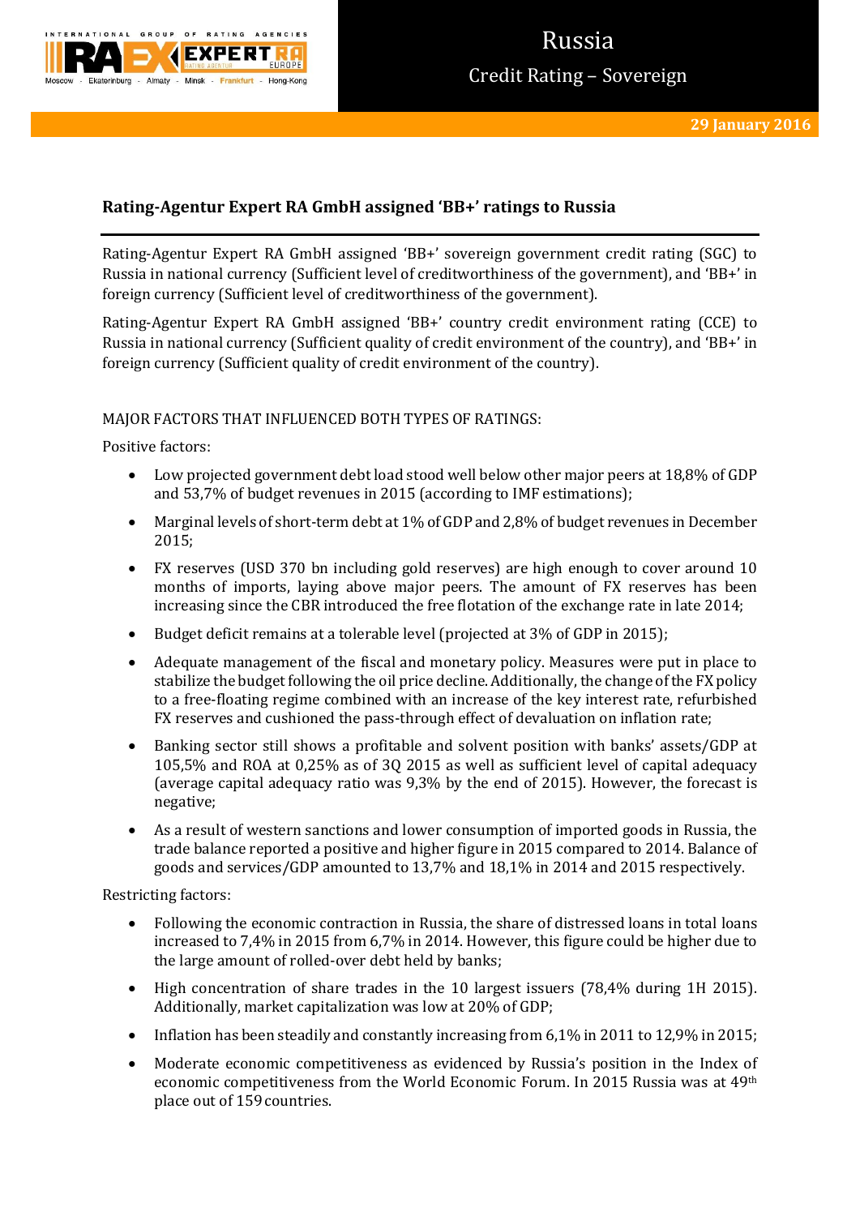# Russia

## Credit Rating – Sovereign

29 January 2016

### Rating-Agentur Expert RA GmbH assigned 'BB+' ratings to Russia

Rating-Agentur Expert RA GmbH assigned 'BB+' sovereign government credit rating (SGC) to Russia in national currency (Sufficient level of creditworthiness of the government), and 'BB+' in foreign currency (Sufficient level of creditworthiness of the government).

Rating-Agentur Expert RA GmbH assigned 'BB+' country credit environment rating (CCE) to Russia in national currency (Sufficient quality of credit environment of the country), and 'BB+' in foreign currency (Sufficient quality of credit environment of the country).

MAJOR FACTORS THAT INFLUENCED BOTH TYPES OF RATINGS:

Positive factors:

- Low projected government debt load stood well below other major peers at 18,8% of GDP and 53,7% of budget revenues in 2015 (according to IMF estimations);
- Marginal levels of short-term debt at 1% of GDP and 2,8% of budget revenues in December 2015;
- FX reserves (USD 370 bn including gold reserves) are high enough to cover around 10 months of imports, laying above major peers. The amount of FX reserves has been increasing since the CBR introduced the free flotation of the exchange rate in late 2014;
- Budget deficit remains at a tolerable level (projected at 3% of GDP in 2015);
- Adequate management of the fiscal and monetary policy. Measures were put in place to stabilize the budget following the oil price decline. Additionally, the change of the FX policy to a free-floating regime combined with an increase of the key interest rate, refurbished FX reserves and cushioned the pass-through effect of devaluation on inflation rate;
- Banking sector still shows a profitable and solvent position with banks' assets/GDP at 105,5% and ROA at 0,25% as of 3Q 2015 as well as sufficient level of capital adequacy (average capital adequacy ratio was 9,3% by the end of 2015). However, the forecast is negative;
- As a result of western sanctions and lower consumption of imported goods in Russia, the trade balance reported a positive and higher figure in 2015 compared to 2014. Balance of goods and services/GDP amounted to 13,7% and 18,1% in 2014 and 2015 respectively.

Restricting factors:

- Following the economic contraction in Russia, the share of distressed loans in total loans increased to 7,4% in 2015 from 6,7% in 2014. However, this figure could be higher due to the large amount of rolled-over debt held by banks;
- High concentration of share trades in the 10 largest issuers (78,4% during 1H 2015). Additionally, market capitalization was low at 20% of GDP;
- Inflation has been steadily and constantly increasing from 6,1% in 2011 to 12,9% in 2015;
- Moderate economic competitiveness as evidenced by Russia's position in the Index of economic competitiveness from the World Economic Forum. In 2015 Russia was at 49th place out of 159 countries.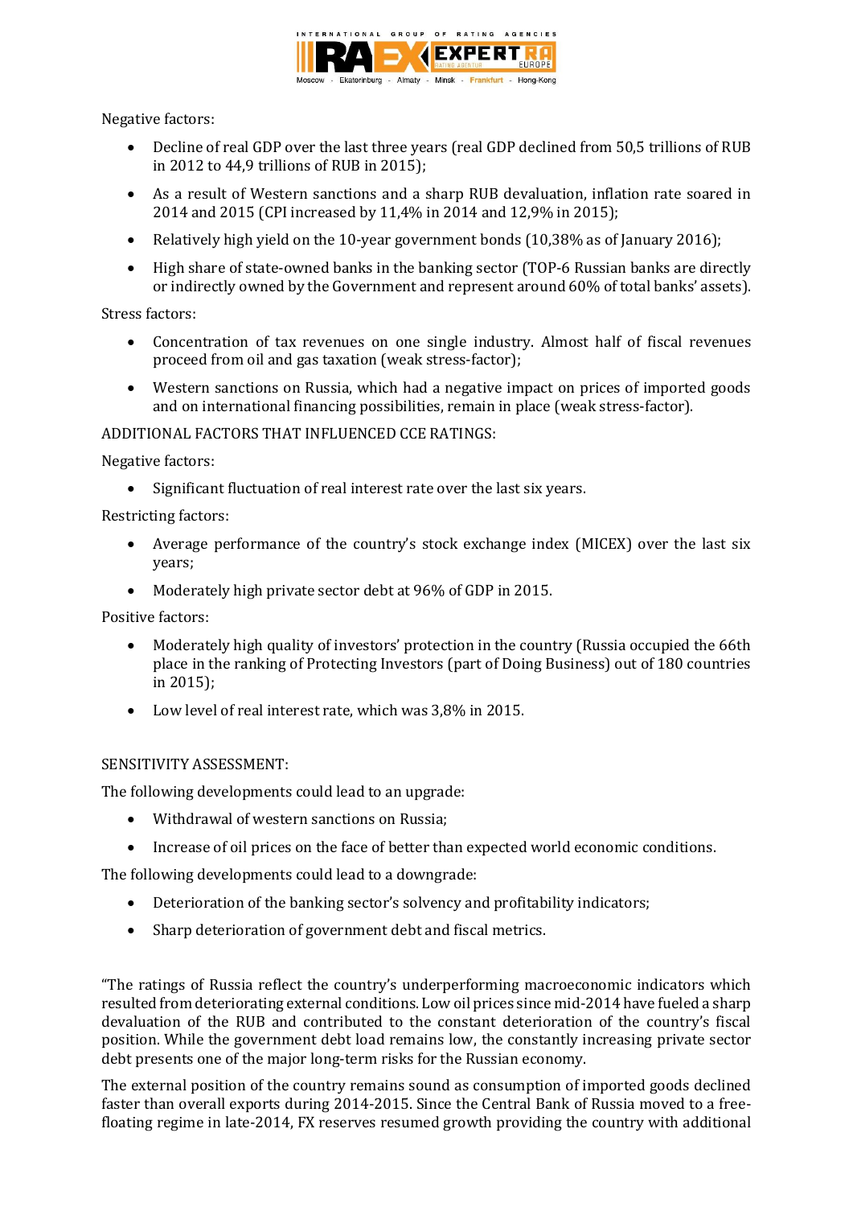Negative factors:

- Decline of real GDP over the last three years (real GDP declined from 50,5 trillions of RUB in 2012 to 44,9 trillions of RUB in 2015);
- As a result of Western sanctions and a sharp RUB devaluation, inflation rate soared in 2014 and 2015 (CPI increased by 11,4% in 2014 and 12,9% in 2015);
- Relatively high yield on the 10-year government bonds (10,38% as of January 2016);
- High share of state-owned banks in the banking sector (TOP-6 Russian banks are directly or indirectly owned by the Government and represent around 60% of total banks' assets).

Stress factors:

- Concentration of tax revenues on one single industry. Almost half of fiscal revenues proceed from oil and gas taxation (weak stress-factor);
- Western sanctions on Russia, which had a negative impact on prices of imported goods and on international financing possibilities, remain in place (weak stress-factor).

ADDITIONAL FACTORS THAT INFLUENCED CCE RATINGS:

Negative factors:

- Significant fluctuation of real interest rate over the last six years.

Restricting factors:

- Average performance of the country's stock exchange index (MICEX) over the last six years;
- Moderately high private sector debt at 96% of GDP in 2015.

Positive factors:

- Moderately high quality of investors' protection in the country (Russia occupied the 66th place in the ranking of Protecting Investors (part of Doing Business) out of 180 countries in 2015);
- Low level of real interest rate, which was 3,8% in 2015.

SENSITIVITY ASSESSMENT:

The following developments could lead to an upgrade:

- Withdrawal of western sanctions on Russia;
- Increase of oil prices on the face of better than expected world economic conditions.

The following developments could lead to a downgrade:

- Deterioration of the banking sector's solvency and profitability indicators;
- Sharp deterioration of government debt and fiscal metrics.

"The ratings of Russia reflect the country's underperforming macroeconomic indicators which resulted from deteriorating external conditions. Low oil prices since mid-2014 have fueled a sharp devaluation of the RUB and contributed to the constant deterioration of the country's fiscal position. While the government debt load remains low, the constantly increasing private sector debt presents one of the major long-term risks for the Russian economy.

The external position of the country remains sound as consumption of imported goods declined faster than overall exports during 2014-2015. Since the Central Bank of Russia moved to a free-floating regime in late-2014, FX reserves resumed growth providing the country with additional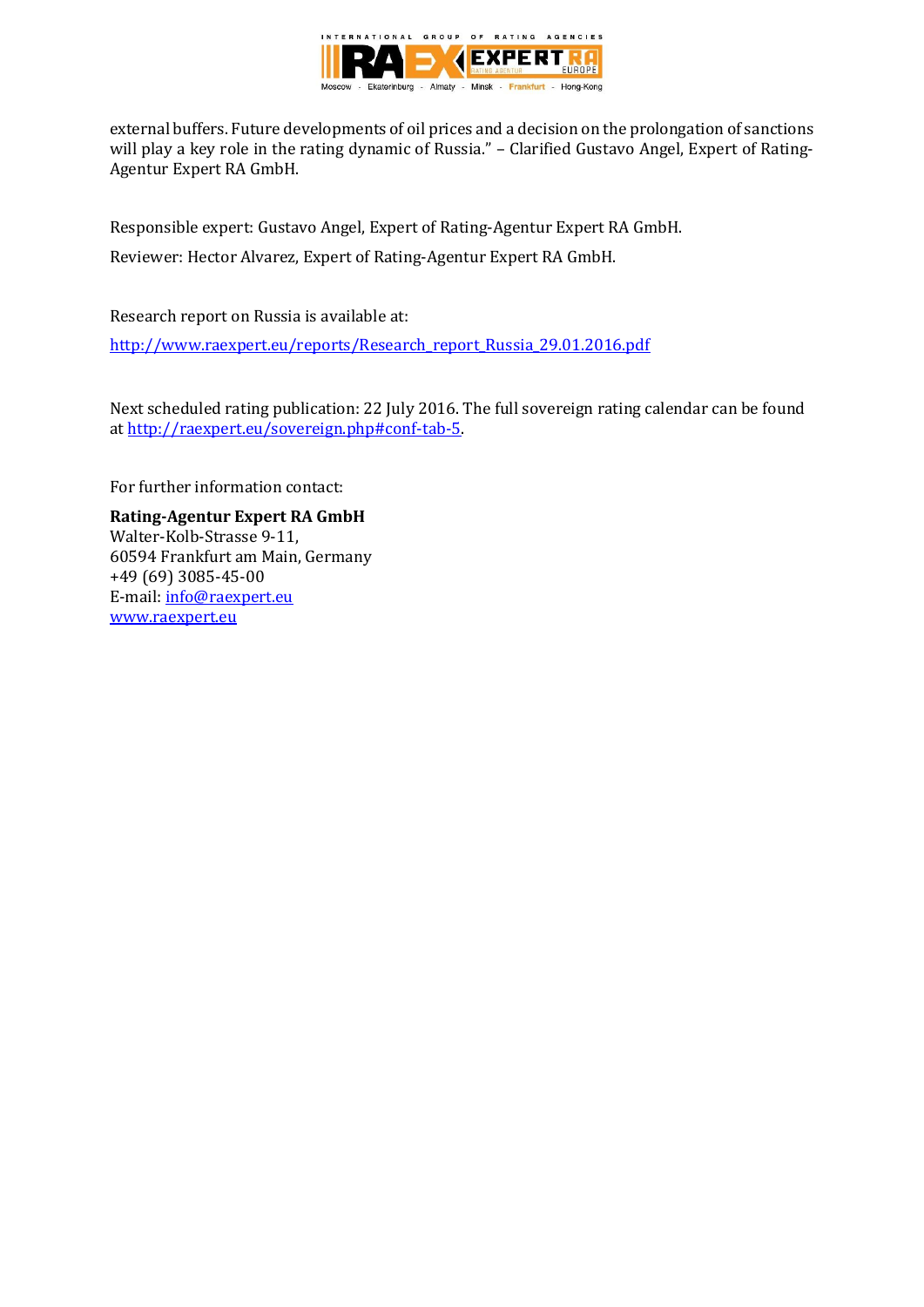external buffers. Future developments of oil prices and a decision on the prolongation of sanctions will play a key role in the rating dynamic of Russia." – Clarified Gustavo Angel, Expert of Rating-Agentur Expert RA GmbH.

Responsible expert: Gustavo Angel, Expert of Rating-Agentur Expert RA GmbH.

Reviewer: Hector Alvarez, Expert of Rating-Agentur Expert RA GmbH.

Research report on Russia is available at:

http://www.raexpert.eu/reports/Research_report_Russia_29.01.2016.pdf

Next scheduled rating publication: 22 July 2016. The full sovereign rating calendar can be found at http://raexpert.eu/sovereign.php#conf-tab-5.

For further information contact:

**Rating-Agentur Expert RA GmbH**
Walter-Kolb-Strasse 9-11,
60594 Frankfurt am Main, Germany
+49 (69) 3085-45-00
E-mail: info@raexpert.eu
www.raexpert.eu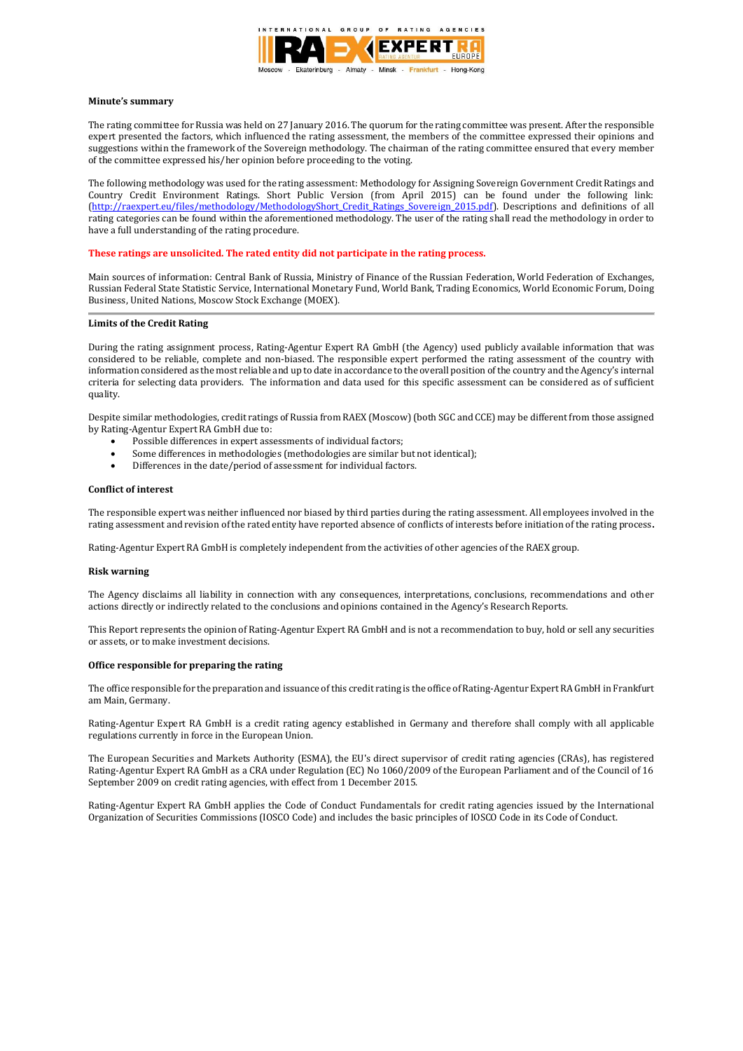**Minute's summary**

The rating committee for Russia was held on 27 January 2016. The quorum for the rating committee was present. After the responsible expert presented the factors, which influenced the rating assessment, the members of the committee expressed their opinions and suggestions within the framework of the Sovereign methodology. The chairman of the rating committee ensured that every member of the committee expressed his/her opinion before proceeding to the voting.

The following methodology was used for the rating assessment: Methodology for Assigning Sovereign Government Credit Ratings and Country Credit Environment Ratings. Short Public Version (from April 2015) can be found under the following link: (http://raexpert.eu/files/methodology/MethodologyShort_Credit_Ratings_Sovereign_2015.pdf). Descriptions and definitions of all rating categories can be found within the aforementioned methodology. The user of the rating shall read the methodology in order to have a full understanding of the rating procedure.

**These ratings are unsolicited. The rated entity did not participate in the rating process.**

Main sources of information: Central Bank of Russia, Ministry of Finance of the Russian Federation, World Federation of Exchanges, Russian Federal State Statistic Service, International Monetary Fund, World Bank, Trading Economics, World Economic Forum, Doing Business, United Nations, Moscow Stock Exchange (MOEX).

**Limits of the Credit Rating**

During the rating assignment process, Rating-Agentur Expert RA GmbH (the Agency) used publicly available information that was considered to be reliable, complete and non-biased. The responsible expert performed the rating assessment of the country with information considered as the most reliable and up to date in accordance to the overall position of the country and the Agency's internal criteria for selecting data providers. The information and data used for this specific assessment can be considered as of sufficient quality.

Despite similar methodologies, credit ratings of Russia from RAEX (Moscow) (both SGC and CCE) may be different from those assigned by Rating-Agentur Expert RA GmbH due to:

- Possible differences in expert assessments of individual factors;
- Some differences in methodologies (methodologies are similar but not identical);
- Differences in the date/period of assessment for individual factors.

**Conflict of interest**

The responsible expert was neither influenced nor biased by third parties during the rating assessment. All employees involved in the rating assessment and revision of the rated entity have reported absence of conflicts of interests before initiation of the rating process**.**

Rating-Agentur Expert RA GmbH is completely independent from the activities of other agencies of the RAEX group.

**Risk warning**

The Agency disclaims all liability in connection with any consequences, interpretations, conclusions, recommendations and other actions directly or indirectly related to the conclusions and opinions contained in the Agency's Research Reports.

This Report represents the opinion of Rating-Agentur Expert RA GmbH and is not a recommendation to buy, hold or sell any securities or assets, or to make investment decisions.

**Office responsible for preparing the rating**

The office responsible for the preparation and issuance of this credit rating is the office of Rating-Agentur Expert RA GmbH in Frankfurt am Main, Germany.

Rating-Agentur Expert RA GmbH is a credit rating agency established in Germany and therefore shall comply with all applicable regulations currently in force in the European Union.

The European Securities and Markets Authority (ESMA), the EU's direct supervisor of credit rating agencies (CRAs), has registered Rating-Agentur Expert RA GmbH as a CRA under Regulation (EC) No 1060/2009 of the European Parliament and of the Council of 16 September 2009 on credit rating agencies, with effect from 1 December 2015.

Rating-Agentur Expert RA GmbH applies the Code of Conduct Fundamentals for credit rating agencies issued by the International Organization of Securities Commissions (IOSCO Code) and includes the basic principles of IOSCO Code in its Code of Conduct.